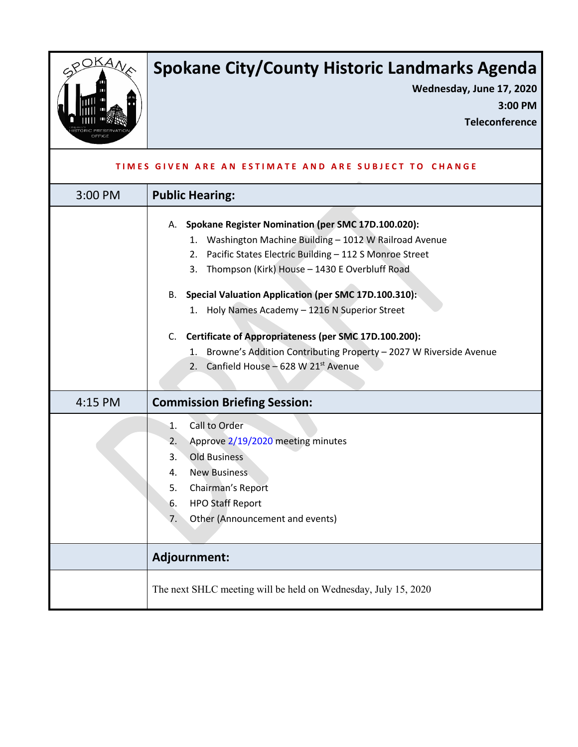# Spokane City/County Historic Landmarks Agenda

**Wednesday, June 17, 2020**

**3:00 PM**

**Teleconference**

TIMES GIVEN ARE AN ESTIMATE AND ARE SUBJECT TO CHANGE

| 3:00 PM | **Public Hearing:** |
|---|---|
| | **A. Spokane Register Nomination (per SMC 17D.100.020):**<br>1. Washington Machine Building – 1012 W Railroad Avenue<br>2. Pacific States Electric Building – 112 S Monroe Street<br>3. Thompson (Kirk) House – 1430 E Overbluff Road<br><br>**B. Special Valuation Application (per SMC 17D.100.310):**<br>1. Holy Names Academy – 1216 N Superior Street<br><br>**C. Certificate of Appropriateness (per SMC 17D.100.200):**<br>1. Browne's Addition Contributing Property – 2027 W Riverside Avenue<br>2. Canfield House – 628 W 21st Avenue |
| 4:15 PM | **Commission Briefing Session:** |
| | 1. Call to Order<br>2. Approve 2/19/2020 meeting minutes<br>3. Old Business<br>4. New Business<br>5. Chairman's Report<br>6. HPO Staff Report<br>7. Other (Announcement and events) |
| | **Adjournment:** |
| | The next SHLC meeting will be held on Wednesday, July 15, 2020 |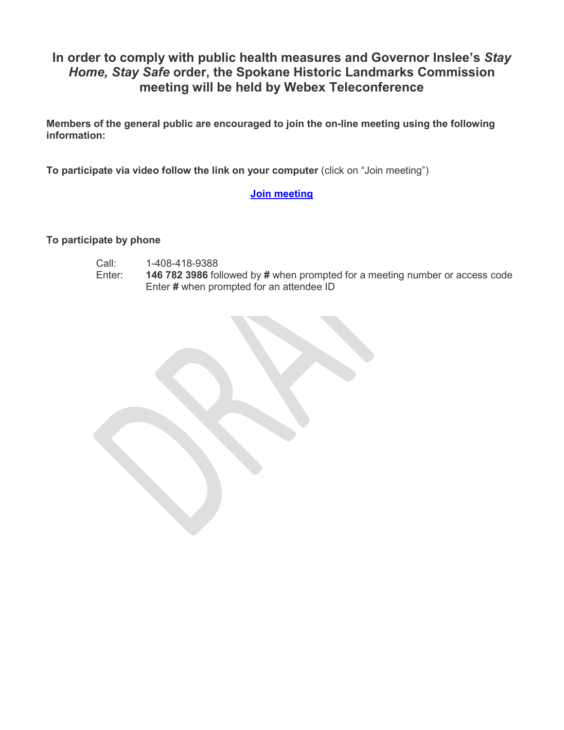# In order to comply with public health measures and Governor Inslee's *Stay Home, Stay Safe* order, the Spokane Historic Landmarks Commission meeting will be held by Webex Teleconference

**Members of the general public are encouraged to join the on-line meeting using the following information:**

**To participate via video follow the link on your computer** (click on "Join meeting")

**Join meeting**

**To participate by phone**

Call: 1-408-418-9388

Enter: **146 782 3986** followed by **#** when prompted for a meeting number or access code
Enter **#** when prompted for an attendee ID